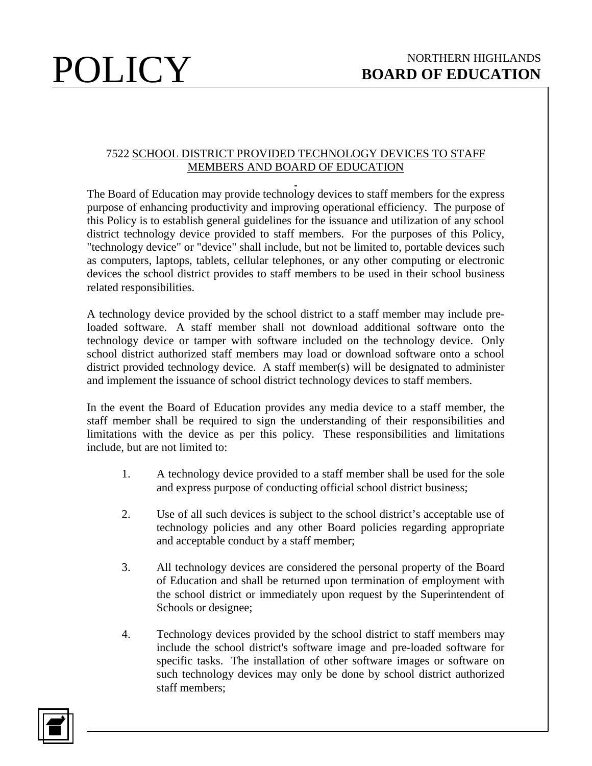POLICY

NORTHERN HIGHLANDS
**BOARD OF EDUCATION**

## 7522 SCHOOL DISTRICT PROVIDED TECHNOLOGY DEVICES TO STAFF MEMBERS AND BOARD OF EDUCATION

The Board of Education may provide technology devices to staff members for the express purpose of enhancing productivity and improving operational efficiency. The purpose of this Policy is to establish general guidelines for the issuance and utilization of any school district technology device provided to staff members. For the purposes of this Policy, "technology device" or "device" shall include, but not be limited to, portable devices such as computers, laptops, tablets, cellular telephones, or any other computing or electronic devices the school district provides to staff members to be used in their school business related responsibilities.

A technology device provided by the school district to a staff member may include pre-loaded software. A staff member shall not download additional software onto the technology device or tamper with software included on the technology device. Only school district authorized staff members may load or download software onto a school district provided technology device. A staff member(s) will be designated to administer and implement the issuance of school district technology devices to staff members.

In the event the Board of Education provides any media device to a staff member, the staff member shall be required to sign the understanding of their responsibilities and limitations with the device as per this policy. These responsibilities and limitations include, but are not limited to:

1. A technology device provided to a staff member shall be used for the sole and express purpose of conducting official school district business;

2. Use of all such devices is subject to the school district's acceptable use of technology policies and any other Board policies regarding appropriate and acceptable conduct by a staff member;

3. All technology devices are considered the personal property of the Board of Education and shall be returned upon termination of employment with the school district or immediately upon request by the Superintendent of Schools or designee;

4. Technology devices provided by the school district to staff members may include the school district's software image and pre-loaded software for specific tasks. The installation of other software images or software on such technology devices may only be done by school district authorized staff members;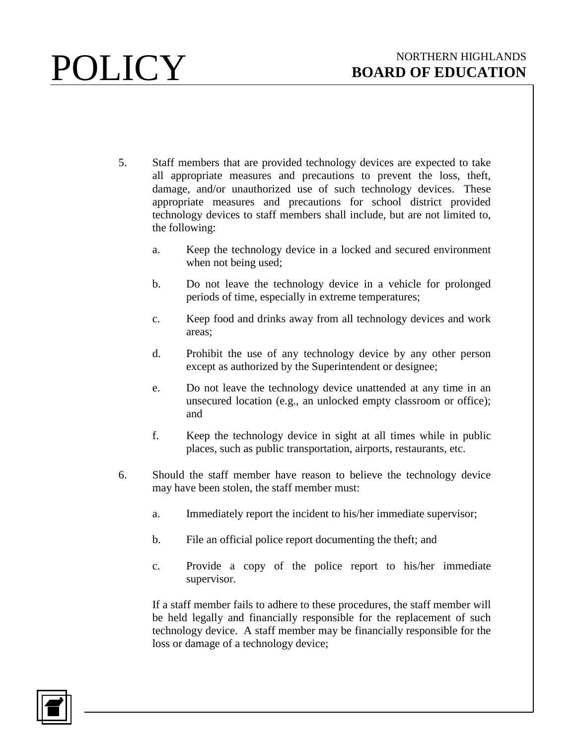5. Staff members that are provided technology devices are expected to take all appropriate measures and precautions to prevent the loss, theft, damage, and/or unauthorized use of such technology devices. These appropriate measures and precautions for school district provided technology devices to staff members shall include, but are not limited to, the following:

   a. Keep the technology device in a locked and secured environment when not being used;

   b. Do not leave the technology device in a vehicle for prolonged periods of time, especially in extreme temperatures;

   c. Keep food and drinks away from all technology devices and work areas;

   d. Prohibit the use of any technology device by any other person except as authorized by the Superintendent or designee;

   e. Do not leave the technology device unattended at any time in an unsecured location (e.g., an unlocked empty classroom or office); and

   f. Keep the technology device in sight at all times while in public places, such as public transportation, airports, restaurants, etc.

6. Should the staff member have reason to believe the technology device may have been stolen, the staff member must:

   a. Immediately report the incident to his/her immediate supervisor;

   b. File an official police report documenting the theft; and

   c. Provide a copy of the police report to his/her immediate supervisor.

   If a staff member fails to adhere to these procedures, the staff member will be held legally and financially responsible for the replacement of such technology device. A staff member may be financially responsible for the loss or damage of a technology device;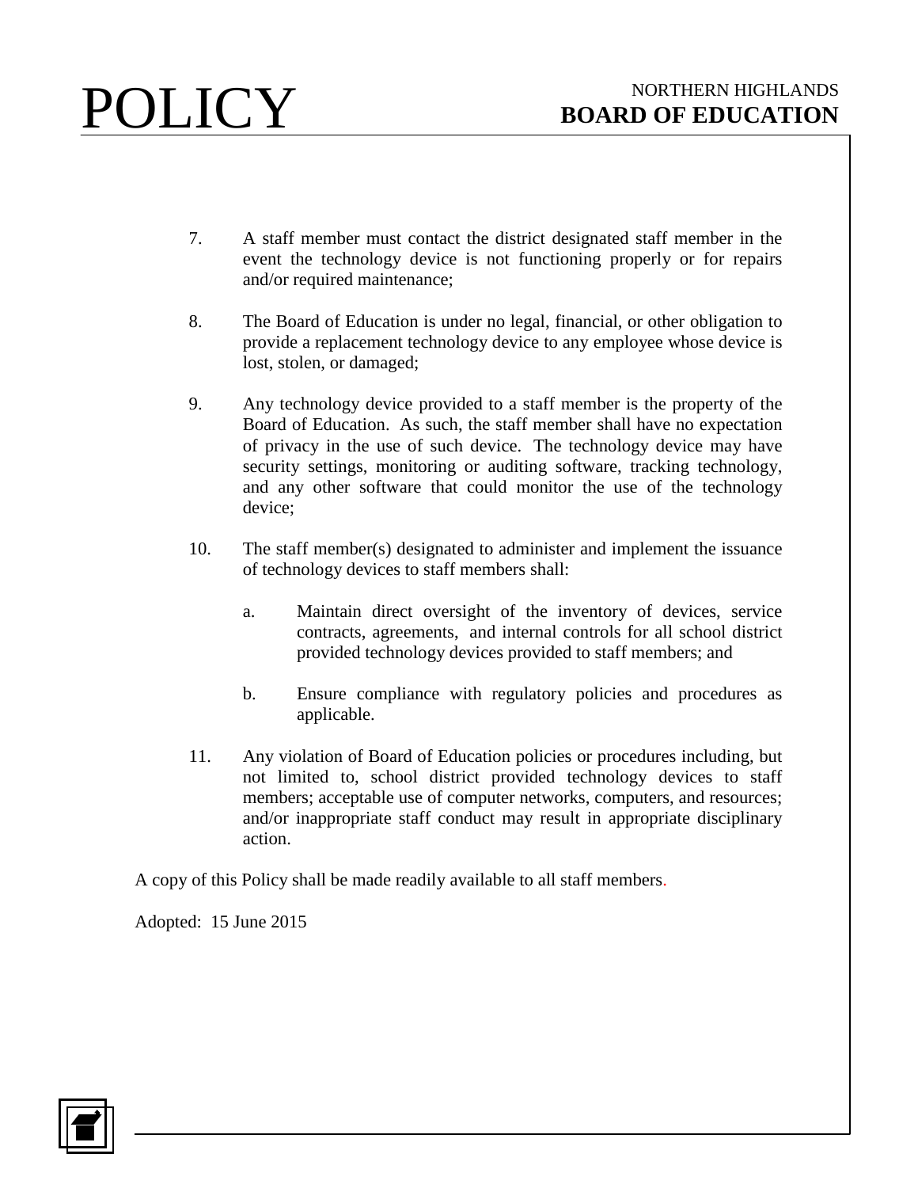7. A staff member must contact the district designated staff member in the event the technology device is not functioning properly or for repairs and/or required maintenance;

8. The Board of Education is under no legal, financial, or other obligation to provide a replacement technology device to any employee whose device is lost, stolen, or damaged;

9. Any technology device provided to a staff member is the property of the Board of Education. As such, the staff member shall have no expectation of privacy in the use of such device. The technology device may have security settings, monitoring or auditing software, tracking technology, and any other software that could monitor the use of the technology device;

10. The staff member(s) designated to administer and implement the issuance of technology devices to staff members shall:

    a. Maintain direct oversight of the inventory of devices, service contracts, agreements, and internal controls for all school district provided technology devices provided to staff members; and

    b. Ensure compliance with regulatory policies and procedures as applicable.

11. Any violation of Board of Education policies or procedures including, but not limited to, school district provided technology devices to staff members; acceptable use of computer networks, computers, and resources; and/or inappropriate staff conduct may result in appropriate disciplinary action.

A copy of this Policy shall be made readily available to all staff members.

Adopted: 15 June 2015